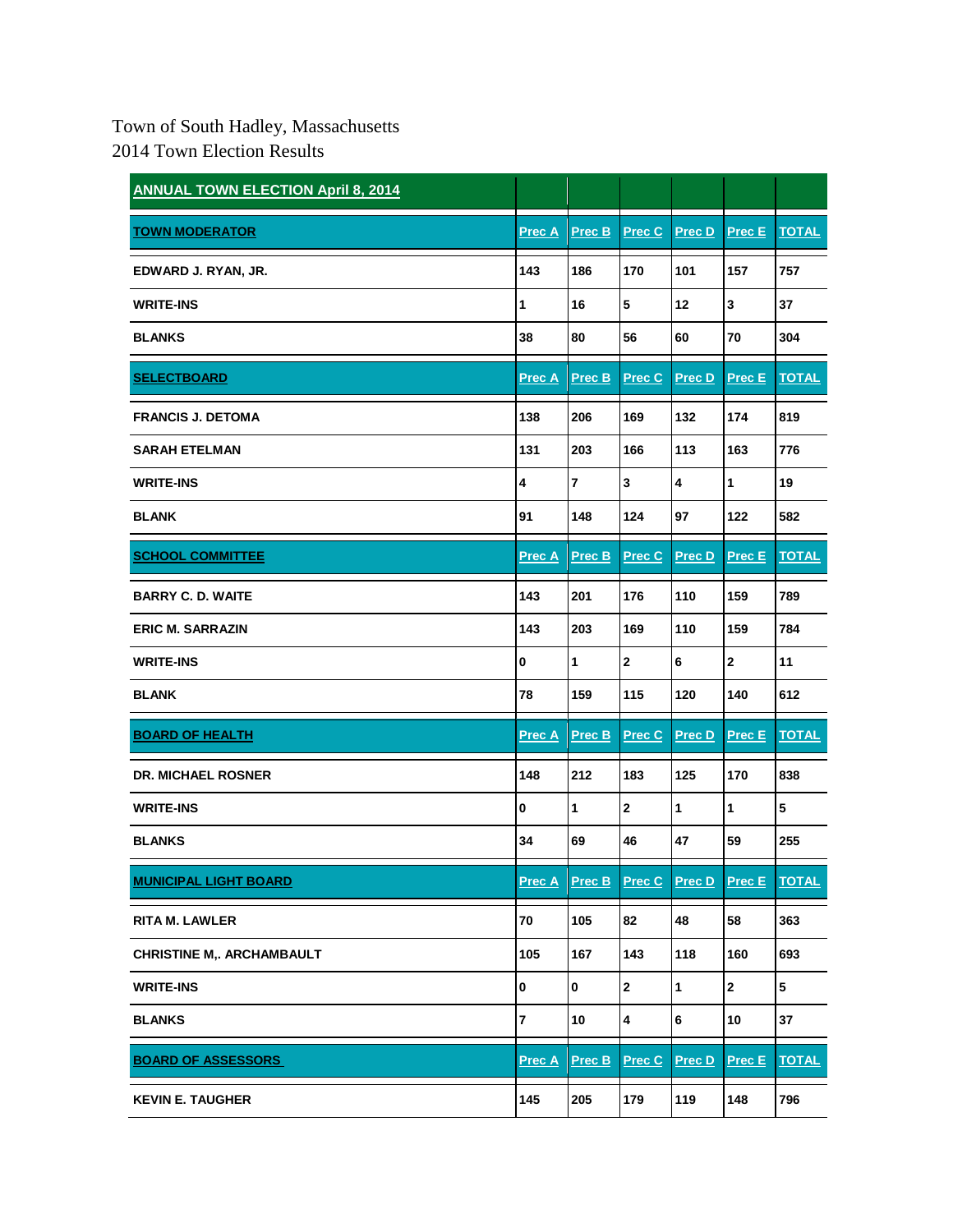Town of South Hadley, Massachusetts
2014 Town Election Results

| ANNUAL TOWN ELECTION April 8, 2014 | | | | | | |
|---|---|---|---|---|---|---|
| **TOWN MODERATOR** | **Prec A** | **Prec B** | **Prec C** | **Prec D** | **Prec E** | **TOTAL** |
| EDWARD J. RYAN, JR. | 143 | 186 | 170 | 101 | 157 | 757 |
| WRITE-INS | 1 | 16 | 5 | 12 | 3 | 37 |
| BLANKS | 38 | 80 | 56 | 60 | 70 | 304 |
| **SELECTBOARD** | **Prec A** | **Prec B** | **Prec C** | **Prec D** | **Prec E** | **TOTAL** |
| FRANCIS J. DETOMA | 138 | 206 | 169 | 132 | 174 | 819 |
| SARAH ETELMAN | 131 | 203 | 166 | 113 | 163 | 776 |
| WRITE-INS | 4 | 7 | 3 | 4 | 1 | 19 |
| BLANK | 91 | 148 | 124 | 97 | 122 | 582 |
| **SCHOOL COMMITTEE** | **Prec A** | **Prec B** | **Prec C** | **Prec D** | **Prec E** | **TOTAL** |
| BARRY C. D. WAITE | 143 | 201 | 176 | 110 | 159 | 789 |
| ERIC M. SARRAZIN | 143 | 203 | 169 | 110 | 159 | 784 |
| WRITE-INS | 0 | 1 | 2 | 6 | 2 | 11 |
| BLANK | 78 | 159 | 115 | 120 | 140 | 612 |
| **BOARD OF HEALTH** | **Prec A** | **Prec B** | **Prec C** | **Prec D** | **Prec E** | **TOTAL** |
| DR. MICHAEL ROSNER | 148 | 212 | 183 | 125 | 170 | 838 |
| WRITE-INS | 0 | 1 | 2 | 1 | 1 | 5 |
| BLANKS | 34 | 69 | 46 | 47 | 59 | 255 |
| **MUNICIPAL LIGHT BOARD** | **Prec A** | **Prec B** | **Prec C** | **Prec D** | **Prec E** | **TOTAL** |
| RITA M. LAWLER | 70 | 105 | 82 | 48 | 58 | 363 |
| CHRISTINE M,. ARCHAMBAULT | 105 | 167 | 143 | 118 | 160 | 693 |
| WRITE-INS | 0 | 0 | 2 | 1 | 2 | 5 |
| BLANKS | 7 | 10 | 4 | 6 | 10 | 37 |
| **BOARD OF ASSESSORS** | **Prec A** | **Prec B** | **Prec C** | **Prec D** | **Prec E** | **TOTAL** |
| KEVIN E. TAUGHER | 145 | 205 | 179 | 119 | 148 | 796 |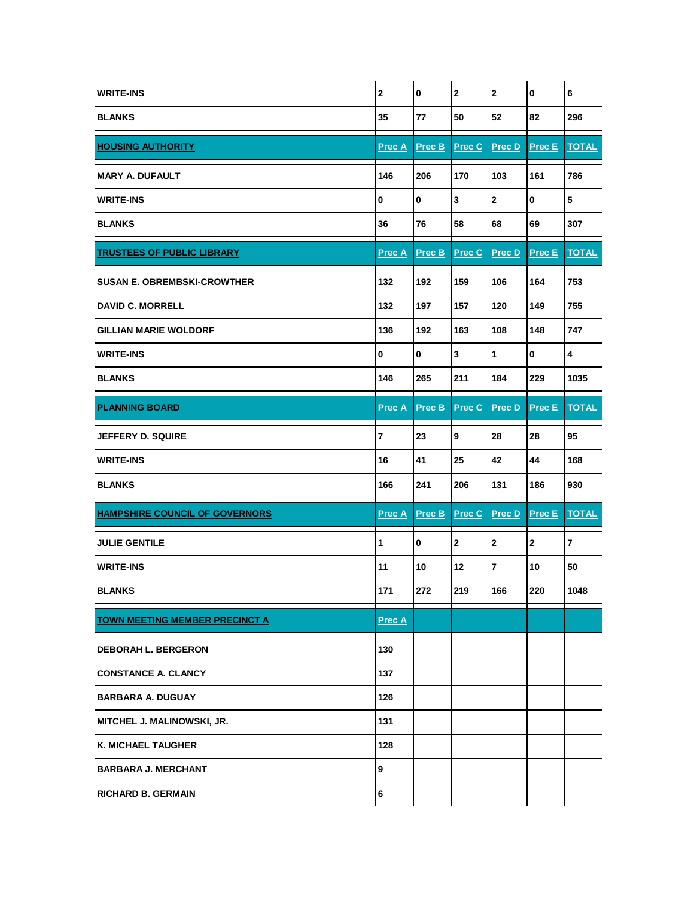| | | | | | | |
|---|---|---|---|---|---|---|
| **WRITE-INS** | **2** | **0** | **2** | **2** | **0** | **6** |
| **BLANKS** | **35** | **77** | **50** | **52** | **82** | **296** |

| **HOUSING AUTHORITY** | **Prec A** | **Prec B** | **Prec C** | **Prec D** | **Prec E** | **TOTAL** |
|---|---|---|---|---|---|---|
| **MARY A. DUFAULT** | **146** | **206** | **170** | **103** | **161** | **786** |
| **WRITE-INS** | **0** | **0** | **3** | **2** | **0** | **5** |
| **BLANKS** | **36** | **76** | **58** | **68** | **69** | **307** |

| **TRUSTEES OF PUBLIC LIBRARY** | **Prec A** | **Prec B** | **Prec C** | **Prec D** | **Prec E** | **TOTAL** |
|---|---|---|---|---|---|---|
| **SUSAN E. OBREMBSKI-CROWTHER** | **132** | **192** | **159** | **106** | **164** | **753** |
| **DAVID C. MORRELL** | **132** | **197** | **157** | **120** | **149** | **755** |
| **GILLIAN MARIE WOLDORF** | **136** | **192** | **163** | **108** | **148** | **747** |
| **WRITE-INS** | **0** | **0** | **3** | **1** | **0** | **4** |
| **BLANKS** | **146** | **265** | **211** | **184** | **229** | **1035** |

| **PLANNING BOARD** | **Prec A** | **Prec B** | **Prec C** | **Prec D** | **Prec E** | **TOTAL** |
|---|---|---|---|---|---|---|
| **JEFFERY D. SQUIRE** | **7** | **23** | **9** | **28** | **28** | **95** |
| **WRITE-INS** | **16** | **41** | **25** | **42** | **44** | **168** |
| **BLANKS** | **166** | **241** | **206** | **131** | **186** | **930** |

| **HAMPSHIRE COUNCIL OF GOVERNORS** | **Prec A** | **Prec B** | **Prec C** | **Prec D** | **Prec E** | **TOTAL** |
|---|---|---|---|---|---|---|
| **JULIE GENTILE** | **1** | **0** | **2** | **2** | **2** | **7** |
| **WRITE-INS** | **11** | **10** | **12** | **7** | **10** | **50** |
| **BLANKS** | **171** | **272** | **219** | **166** | **220** | **1048** |

| **TOWN MEETING MEMBER PRECINCT A** | **Prec A** | | | | | |
|---|---|---|---|---|---|---|
| **DEBORAH L. BERGERON** | **130** | | | | | |
| **CONSTANCE A. CLANCY** | **137** | | | | | |
| **BARBARA A. DUGUAY** | **126** | | | | | |
| **MITCHEL J. MALINOWSKI, JR.** | **131** | | | | | |
| **K. MICHAEL TAUGHER** | **128** | | | | | |
| **BARBARA J. MERCHANT** | **9** | | | | | |
| **RICHARD B. GERMAIN** | **6** | | | | | |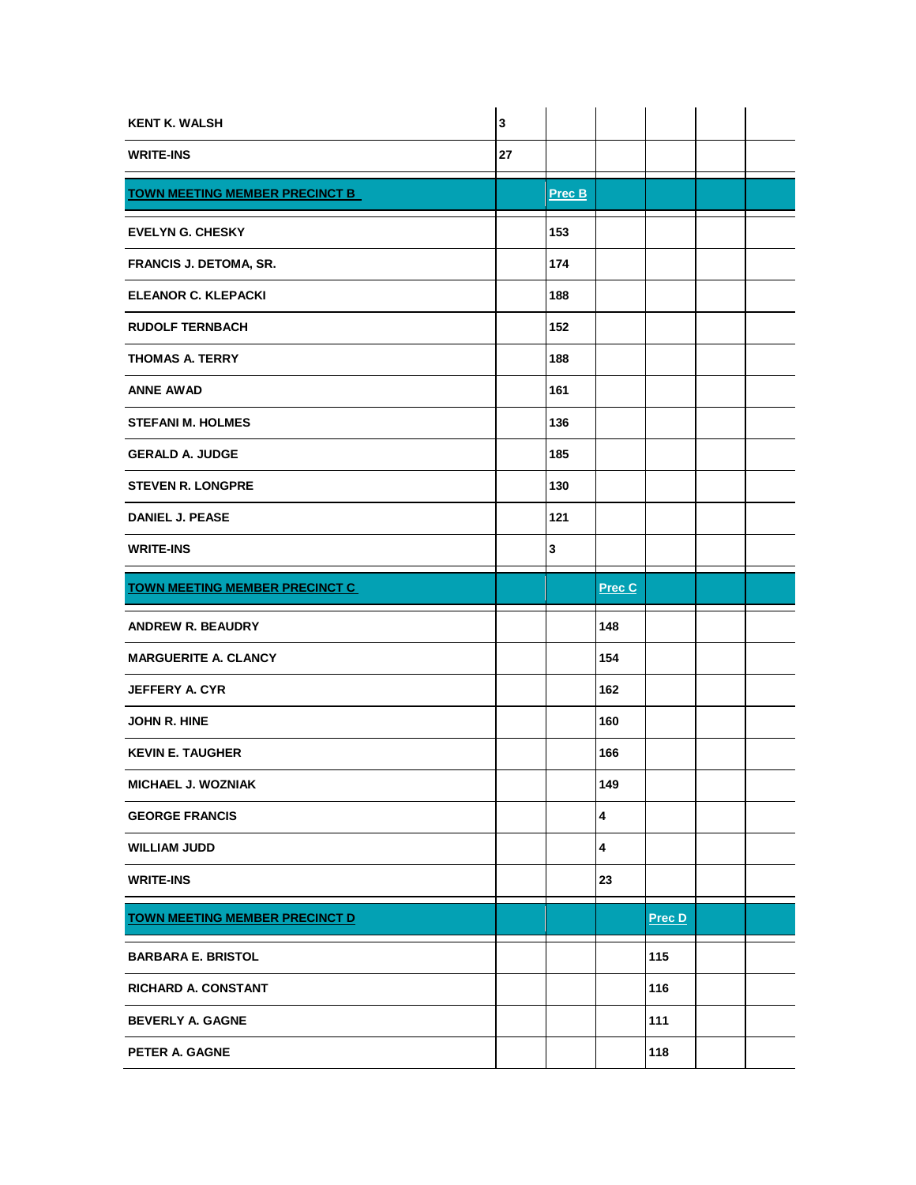| | | | | | | |
|---|---|---|---|---|---|---|
| **KENT K. WALSH** | 3 | | | | | |
| **WRITE-INS** | 27 | | | | | |
| **TOWN MEETING MEMBER PRECINCT B** | | **Prec B** | | | | |
| **EVELYN G. CHESKY** | | 153 | | | | |
| **FRANCIS J. DETOMA, SR.** | | 174 | | | | |
| **ELEANOR C. KLEPACKI** | | 188 | | | | |
| **RUDOLF TERNBACH** | | 152 | | | | |
| **THOMAS A. TERRY** | | 188 | | | | |
| **ANNE AWAD** | | 161 | | | | |
| **STEFANI M. HOLMES** | | 136 | | | | |
| **GERALD A. JUDGE** | | 185 | | | | |
| **STEVEN R. LONGPRE** | | 130 | | | | |
| **DANIEL J. PEASE** | | 121 | | | | |
| **WRITE-INS** | | 3 | | | | |
| **TOWN MEETING MEMBER PRECINCT C** | | | **Prec C** | | | |
| **ANDREW R. BEAUDRY** | | | 148 | | | |
| **MARGUERITE A. CLANCY** | | | 154 | | | |
| **JEFFERY A. CYR** | | | 162 | | | |
| **JOHN R. HINE** | | | 160 | | | |
| **KEVIN E. TAUGHER** | | | 166 | | | |
| **MICHAEL J. WOZNIAK** | | | 149 | | | |
| **GEORGE FRANCIS** | | | 4 | | | |
| **WILLIAM JUDD** | | | 4 | | | |
| **WRITE-INS** | | | 23 | | | |
| **TOWN MEETING MEMBER PRECINCT D** | | | | **Prec D** | | |
| **BARBARA E. BRISTOL** | | | | 115 | | |
| **RICHARD A. CONSTANT** | | | | 116 | | |
| **BEVERLY A. GAGNE** | | | | 111 | | |
| **PETER A. GAGNE** | | | | 118 | | |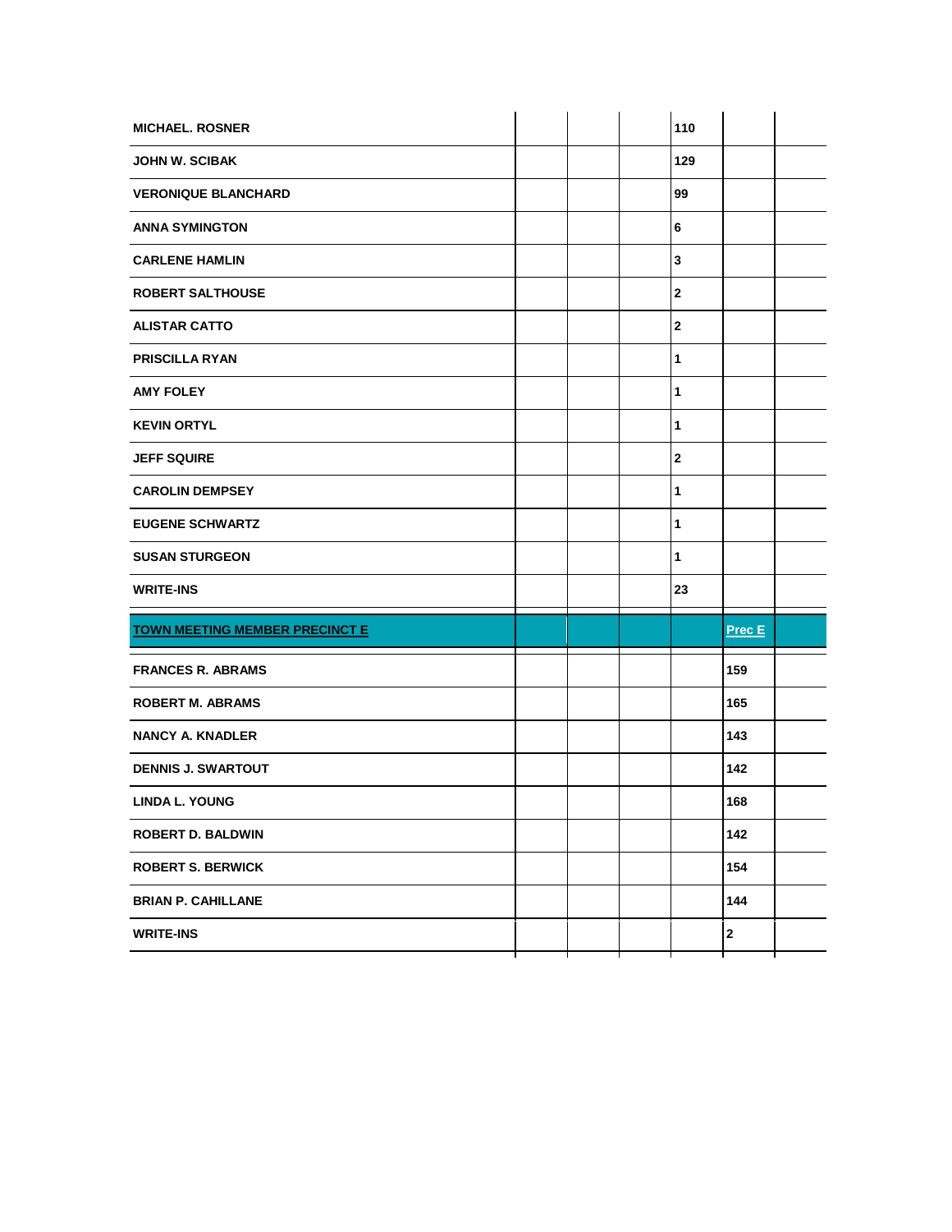| | | | | | | |
|---|---|---|---|---|---|---|
| **MICHAEL. ROSNER** | | | | **110** | | |
| **JOHN W. SCIBAK** | | | | **129** | | |
| **VERONIQUE BLANCHARD** | | | | **99** | | |
| **ANNA SYMINGTON** | | | | **6** | | |
| **CARLENE HAMLIN** | | | | **3** | | |
| **ROBERT SALTHOUSE** | | | | **2** | | |
| **ALISTAR CATTO** | | | | **2** | | |
| **PRISCILLA RYAN** | | | | **1** | | |
| **AMY FOLEY** | | | | **1** | | |
| **KEVIN ORTYL** | | | | **1** | | |
| **JEFF SQUIRE** | | | | **2** | | |
| **CAROLIN DEMPSEY** | | | | **1** | | |
| **EUGENE SCHWARTZ** | | | | **1** | | |
| **SUSAN STURGEON** | | | | **1** | | |
| **WRITE-INS** | | | | **23** | | |
| **TOWN MEETING MEMBER PRECINCT E** | | | | | **Prec E** | |
| **FRANCES R. ABRAMS** | | | | | **159** | |
| **ROBERT M. ABRAMS** | | | | | **165** | |
| **NANCY A. KNADLER** | | | | | **143** | |
| **DENNIS J. SWARTOUT** | | | | | **142** | |
| **LINDA L. YOUNG** | | | | | **168** | |
| **ROBERT D. BALDWIN** | | | | | **142** | |
| **ROBERT S. BERWICK** | | | | | **154** | |
| **BRIAN P. CAHILLANE** | | | | | **144** | |
| **WRITE-INS** | | | | | **2** | |